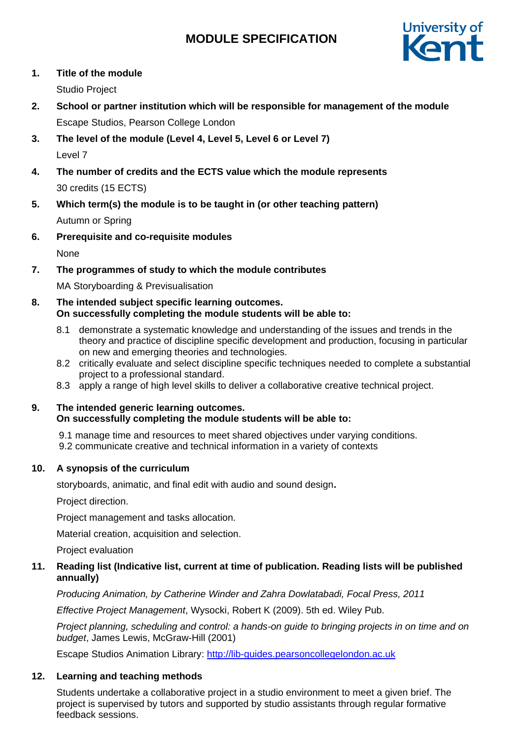# MODULE SPECIFICATION

1. **Title of the module**

   Studio Project

2. **School or partner institution which will be responsible for management of the module**

   Escape Studios, Pearson College London

3. **The level of the module (Level 4, Level 5, Level 6 or Level 7)**

   Level 7

4. **The number of credits and the ECTS value which the module represents**

   30 credits (15 ECTS)

5. **Which term(s) the module is to be taught in (or other teaching pattern)**

   Autumn or Spring

6. **Prerequisite and co-requisite modules**

   None

7. **The programmes of study to which the module contributes**

   MA Storyboarding & Previsualisation

8. **The intended subject specific learning outcomes. On successfully completing the module students will be able to:**

   8.1 demonstrate a systematic knowledge and understanding of the issues and trends in the theory and practice of discipline specific development and production, focusing in particular on new and emerging theories and technologies.
   8.2 critically evaluate and select discipline specific techniques needed to complete a substantial project to a professional standard.
   8.3 apply a range of high level skills to deliver a collaborative creative technical project.

9. **The intended generic learning outcomes. On successfully completing the module students will be able to:**

   9.1 manage time and resources to meet shared objectives under varying conditions.
   9.2 communicate creative and technical information in a variety of contexts

10. **A synopsis of the curriculum**

    storyboards, animatic, and final edit with audio and sound design**.**

    Project direction.

    Project management and tasks allocation.

    Material creation, acquisition and selection.

    Project evaluation

11. **Reading list (Indicative list, current at time of publication. Reading lists will be published annually)**

    *Producing Animation, by Catherine Winder and Zahra Dowlatabadi, Focal Press, 2011*

    *Effective Project Management*, Wysocki, Robert K (2009). 5th ed. Wiley Pub.

    *Project planning, scheduling and control: a hands-on guide to bringing projects in on time and on budget*, James Lewis, McGraw-Hill (2001)

    Escape Studios Animation Library: http://lib-guides.pearsoncollegelondon.ac.uk

12. **Learning and teaching methods**

    Students undertake a collaborative project in a studio environment to meet a given brief. The project is supervised by tutors and supported by studio assistants through regular formative feedback sessions.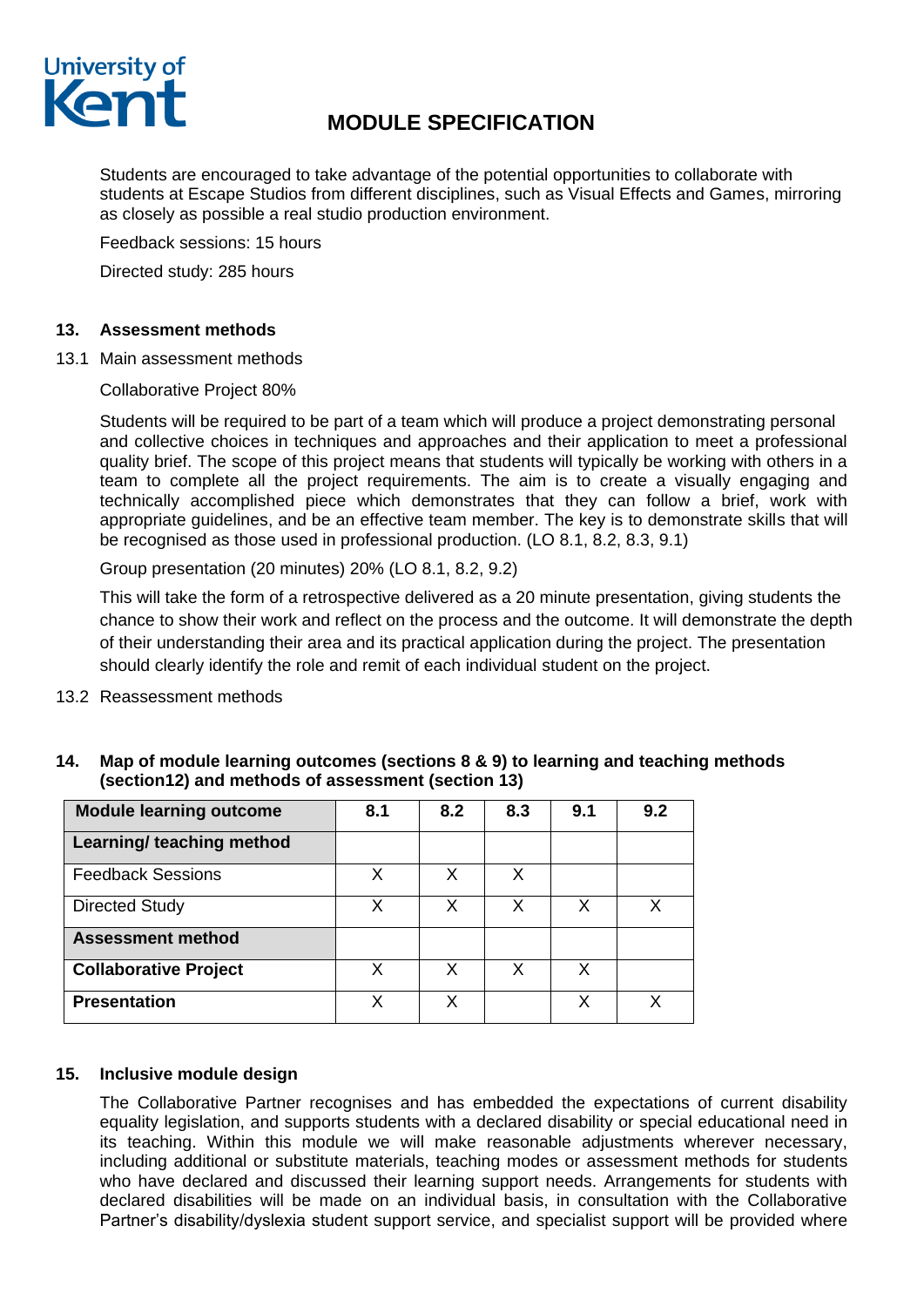Students are encouraged to take advantage of the potential opportunities to collaborate with students at Escape Studios from different disciplines, such as Visual Effects and Games, mirroring as closely as possible a real studio production environment.

Feedback sessions: 15 hours

Directed study: 285 hours

### 13. Assessment methods

13.1 Main assessment methods

Collaborative Project 80%

Students will be required to be part of a team which will produce a project demonstrating personal and collective choices in techniques and approaches and their application to meet a professional quality brief. The scope of this project means that students will typically be working with others in a team to complete all the project requirements. The aim is to create a visually engaging and technically accomplished piece which demonstrates that they can follow a brief, work with appropriate guidelines, and be an effective team member. The key is to demonstrate skills that will be recognised as those used in professional production. (LO 8.1, 8.2, 8.3, 9.1)

Group presentation (20 minutes) 20% (LO 8.1, 8.2, 9.2)

This will take the form of a retrospective delivered as a 20 minute presentation, giving students the chance to show their work and reflect on the process and the outcome. It will demonstrate the depth of their understanding their area and its practical application during the project. The presentation should clearly identify the role and remit of each individual student on the project.

13.2 Reassessment methods

### 14. Map of module learning outcomes (sections 8 & 9) to learning and teaching methods (section12) and methods of assessment (section 13)

| Module learning outcome | 8.1 | 8.2 | 8.3 | 9.1 | 9.2 |
|---|---|---|---|---|---|
| **Learning/ teaching method** | | | | | |
| Feedback Sessions | X | X | X | | |
| Directed Study | X | X | X | X | X |
| **Assessment method** | | | | | |
| **Collaborative Project** | X | X | X | X | |
| **Presentation** | X | X | | X | X |

### 15. Inclusive module design

The Collaborative Partner recognises and has embedded the expectations of current disability equality legislation, and supports students with a declared disability or special educational need in its teaching. Within this module we will make reasonable adjustments wherever necessary, including additional or substitute materials, teaching modes or assessment methods for students who have declared and discussed their learning support needs. Arrangements for students with declared disabilities will be made on an individual basis, in consultation with the Collaborative Partner's disability/dyslexia student support service, and specialist support will be provided where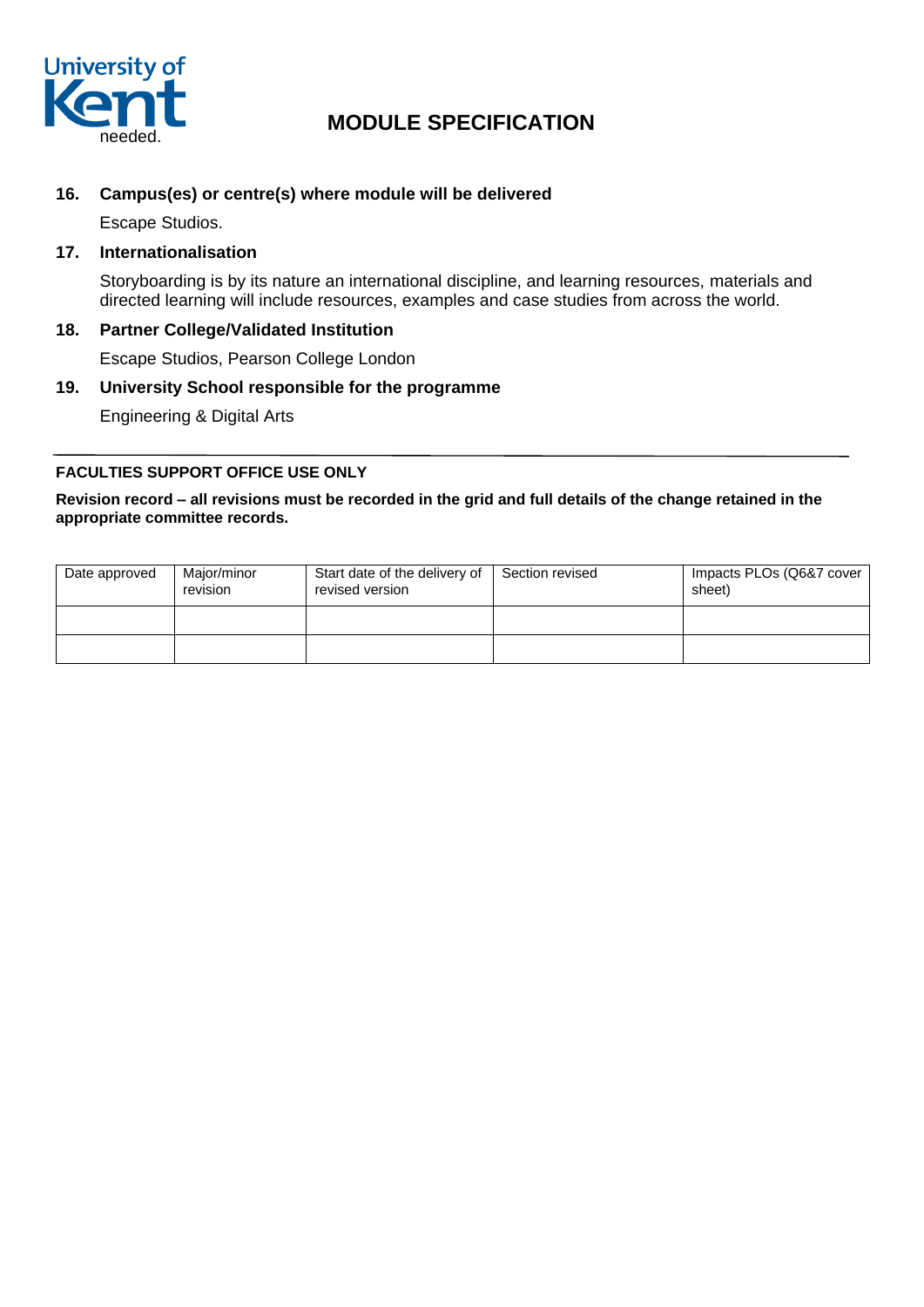# MODULE SPECIFICATION

**16. Campus(es) or centre(s) where module will be delivered**

Escape Studios.

**17. Internationalisation**

Storyboarding is by its nature an international discipline, and learning resources, materials and directed learning will include resources, examples and case studies from across the world.

**18. Partner College/Validated Institution**

Escape Studios, Pearson College London

**19. University School responsible for the programme**

Engineering & Digital Arts

---

**FACULTIES SUPPORT OFFICE USE ONLY**

**Revision record – all revisions must be recorded in the grid and full details of the change retained in the appropriate committee records.**

| Date approved | Major/minor revision | Start date of the delivery of revised version | Section revised | Impacts PLOs (Q6&7 cover sheet) |
|---|---|---|---|---|
| | | | | |
| | | | | |